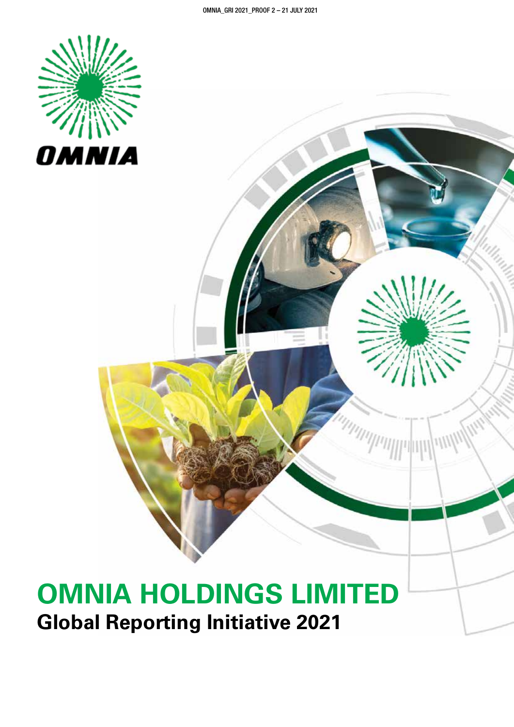OMNIA

# OMNIA HOLDINGS LIMITED

## Global Reporting Initiative 2021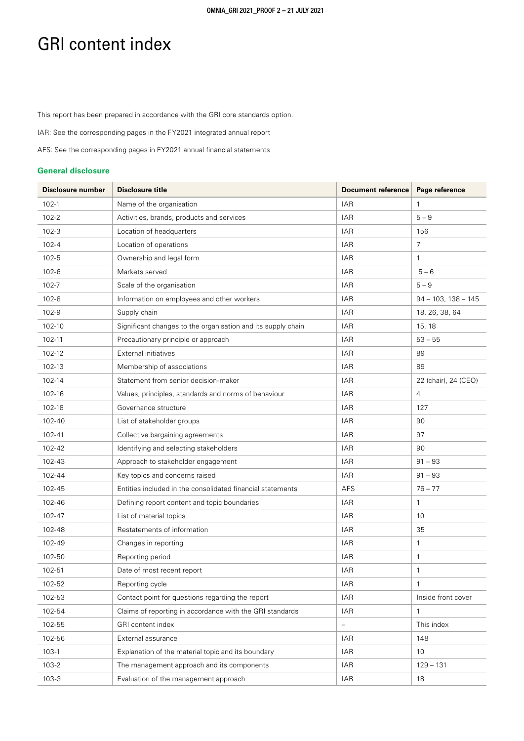# GRI content index

This report has been prepared in accordance with the GRI core standards option.

IAR: See the corresponding pages in the FY2021 integrated annual report

AFS: See the corresponding pages in FY2021 annual financial statements

## General disclosure

| Disclosure number | Disclosure title | Document reference | Page reference |
|---|---|---|---|
| 102-1 | Name of the organisation | IAR | 1 |
| 102-2 | Activities, brands, products and services | IAR | 5 – 9 |
| 102-3 | Location of headquarters | IAR | 156 |
| 102-4 | Location of operations | IAR | 7 |
| 102-5 | Ownership and legal form | IAR | 1 |
| 102-6 | Markets served | IAR | 5 – 6 |
| 102-7 | Scale of the organisation | IAR | 5 – 9 |
| 102-8 | Information on employees and other workers | IAR | 94 – 103, 138 – 145 |
| 102-9 | Supply chain | IAR | 18, 26, 38, 64 |
| 102-10 | Significant changes to the organisation and its supply chain | IAR | 15, 18 |
| 102-11 | Precautionary principle or approach | IAR | 53 – 55 |
| 102-12 | External initiatives | IAR | 89 |
| 102-13 | Membership of associations | IAR | 89 |
| 102-14 | Statement from senior decision-maker | IAR | 22 (chair), 24 (CEO) |
| 102-16 | Values, principles, standards and norms of behaviour | IAR | 4 |
| 102-18 | Governance structure | IAR | 127 |
| 102-40 | List of stakeholder groups | IAR | 90 |
| 102-41 | Collective bargaining agreements | IAR | 97 |
| 102-42 | Identifying and selecting stakeholders | IAR | 90 |
| 102-43 | Approach to stakeholder engagement | IAR | 91 – 93 |
| 102-44 | Key topics and concerns raised | IAR | 91 – 93 |
| 102-45 | Entities included in the consolidated financial statements | AFS | 76 – 77 |
| 102-46 | Defining report content and topic boundaries | IAR | 1 |
| 102-47 | List of material topics | IAR | 10 |
| 102-48 | Restatements of information | IAR | 35 |
| 102-49 | Changes in reporting | IAR | 1 |
| 102-50 | Reporting period | IAR | 1 |
| 102-51 | Date of most recent report | IAR | 1 |
| 102-52 | Reporting cycle | IAR | 1 |
| 102-53 | Contact point for questions regarding the report | IAR | Inside front cover |
| 102-54 | Claims of reporting in accordance with the GRI standards | IAR | 1 |
| 102-55 | GRI content index | – | This index |
| 102-56 | External assurance | IAR | 148 |
| 103-1 | Explanation of the material topic and its boundary | IAR | 10 |
| 103-2 | The management approach and its components | IAR | 129 – 131 |
| 103-3 | Evaluation of the management approach | IAR | 18 |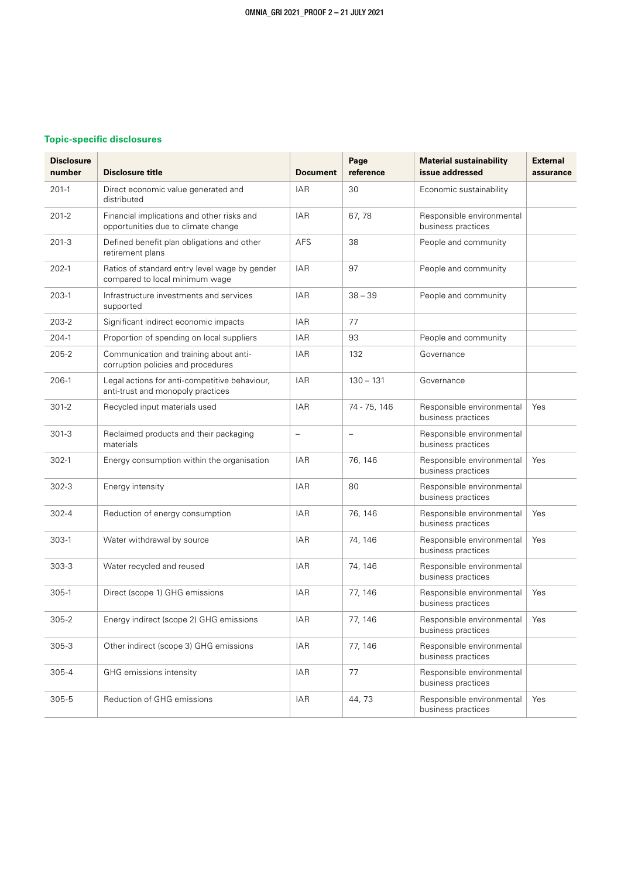## Topic-specific disclosures

| Disclosure number | Disclosure title | Document | Page reference | Material sustainability issue addressed | External assurance |
|---|---|---|---|---|---|
| 201-1 | Direct economic value generated and distributed | IAR | 30 | Economic sustainability | |
| 201-2 | Financial implications and other risks and opportunities due to climate change | IAR | 67, 78 | Responsible environmental business practices | |
| 201-3 | Defined benefit plan obligations and other retirement plans | AFS | 38 | People and community | |
| 202-1 | Ratios of standard entry level wage by gender compared to local minimum wage | IAR | 97 | People and community | |
| 203-1 | Infrastructure investments and services supported | IAR | 38 – 39 | People and community | |
| 203-2 | Significant indirect economic impacts | IAR | 77 | | |
| 204-1 | Proportion of spending on local suppliers | IAR | 93 | People and community | |
| 205-2 | Communication and training about anti-corruption policies and procedures | IAR | 132 | Governance | |
| 206-1 | Legal actions for anti-competitive behaviour, anti-trust and monopoly practices | IAR | 130 – 131 | Governance | |
| 301-2 | Recycled input materials used | IAR | 74 - 75, 146 | Responsible environmental business practices | Yes |
| 301-3 | Reclaimed products and their packaging materials | – | – | Responsible environmental business practices | |
| 302-1 | Energy consumption within the organisation | IAR | 76, 146 | Responsible environmental business practices | Yes |
| 302-3 | Energy intensity | IAR | 80 | Responsible environmental business practices | |
| 302-4 | Reduction of energy consumption | IAR | 76, 146 | Responsible environmental business practices | Yes |
| 303-1 | Water withdrawal by source | IAR | 74, 146 | Responsible environmental business practices | Yes |
| 303-3 | Water recycled and reused | IAR | 74, 146 | Responsible environmental business practices | |
| 305-1 | Direct (scope 1) GHG emissions | IAR | 77, 146 | Responsible environmental business practices | Yes |
| 305-2 | Energy indirect (scope 2) GHG emissions | IAR | 77, 146 | Responsible environmental business practices | Yes |
| 305-3 | Other indirect (scope 3) GHG emissions | IAR | 77, 146 | Responsible environmental business practices | |
| 305-4 | GHG emissions intensity | IAR | 77 | Responsible environmental business practices | |
| 305-5 | Reduction of GHG emissions | IAR | 44, 73 | Responsible environmental business practices | Yes |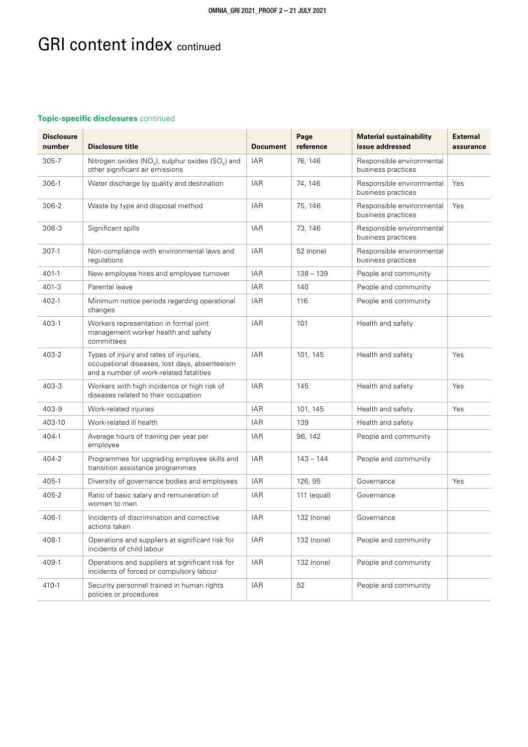# GRI content index continued

### Topic-specific disclosures continued

| Disclosure number | Disclosure title | Document | Page reference | Material sustainability issue addressed | External assurance |
|---|---|---|---|---|---|
| 305-7 | Nitrogen oxides ($NO_x$), sulphur oxides ($SO_x$) and other significant air emissions | IAR | 76, 146 | Responsible environmental business practices | |
| 306-1 | Water discharge by quality and destination | IAR | 74, 146 | Responsible environmental business practices | Yes |
| 306-2 | Waste by type and disposal method | IAR | 75, 146 | Responsible environmental business practices | Yes |
| 306-3 | Significant spills | IAR | 73, 146 | Responsible environmental business practices | |
| 307-1 | Non-compliance with environmental laws and regulations | IAR | 52 (none) | Responsible environmental business practices | |
| 401-1 | New employee hires and employee turnover | IAR | 138 – 139 | People and community | |
| 401-3 | Parental leave | IAR | 140 | People and community | |
| 402-1 | Minimum notice periods regarding operational changes | IAR | 116 | People and community | |
| 403-1 | Workers representation in formal joint management worker health and safety committees | IAR | 101 | Health and safety | |
| 403-2 | Types of injury and rates of injuries, occupational diseases, lost days, absenteeism and a number of work-related fatalities | IAR | 101, 145 | Health and safety | Yes |
| 403-3 | Workers with high incidence or high risk of diseases related to their occupation | IAR | 145 | Health and safety | Yes |
| 403-9 | Work-related injuries | IAR | 101, 145 | Health and safety | Yes |
| 403-10 | Work-related ill health | IAR | 139 | Health and safety | |
| 404-1 | Average hours of training per year per employee | IAR | 96, 142 | People and community | |
| 404-2 | Programmes for upgrading employee skills and transition assistance programmes | IAR | 143 – 144 | People and community | |
| 405-1 | Diversity of governance bodies and employees | IAR | 126, 95 | Governance | Yes |
| 405-2 | Ratio of basic salary and remuneration of women to men | IAR | 111 (equal) | Governance | |
| 406-1 | Incidents of discrimination and corrective actions taken | IAR | 132 (none) | Governance | |
| 408-1 | Operations and suppliers at significant risk for incidents of child labour | IAR | 132 (none) | People and community | |
| 409-1 | Operations and suppliers at significant risk for incidents of forced or compulsory labour | IAR | 132 (none) | People and community | |
| 410-1 | Security personnel trained in human rights policies or procedures | IAR | 52 | People and community | |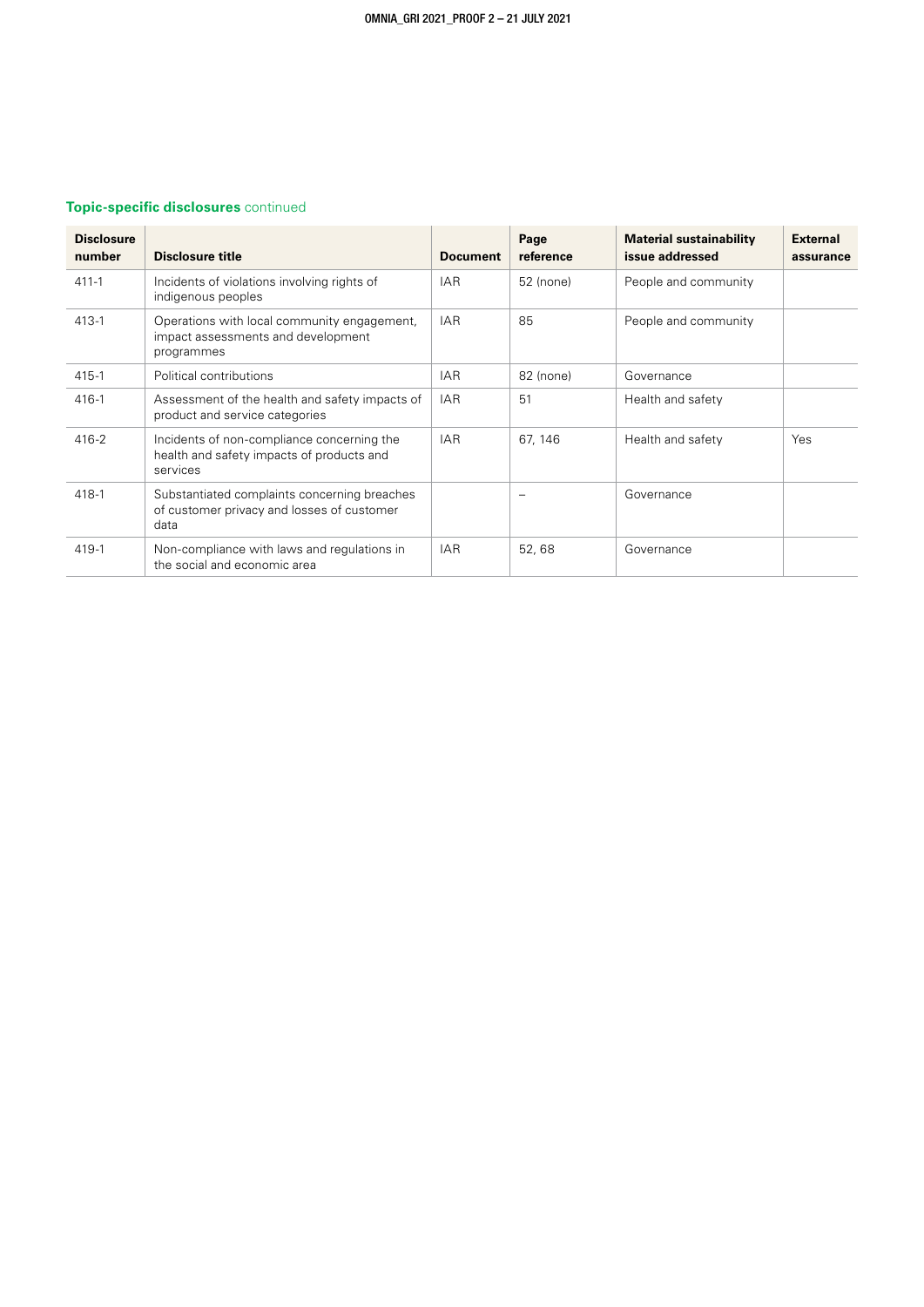### **Topic-specific disclosures** continued

| Disclosure number | Disclosure title | Document | Page reference | Material sustainability issue addressed | External assurance |
|---|---|---|---|---|---|
| 411-1 | Incidents of violations involving rights of indigenous peoples | IAR | 52 (none) | People and community | |
| 413-1 | Operations with local community engagement, impact assessments and development programmes | IAR | 85 | People and community | |
| 415-1 | Political contributions | IAR | 82 (none) | Governance | |
| 416-1 | Assessment of the health and safety impacts of product and service categories | IAR | 51 | Health and safety | |
| 416-2 | Incidents of non-compliance concerning the health and safety impacts of products and services | IAR | 67, 146 | Health and safety | Yes |
| 418-1 | Substantiated complaints concerning breaches of customer privacy and losses of customer data | | – | Governance | |
| 419-1 | Non-compliance with laws and regulations in the social and economic area | IAR | 52, 68 | Governance | |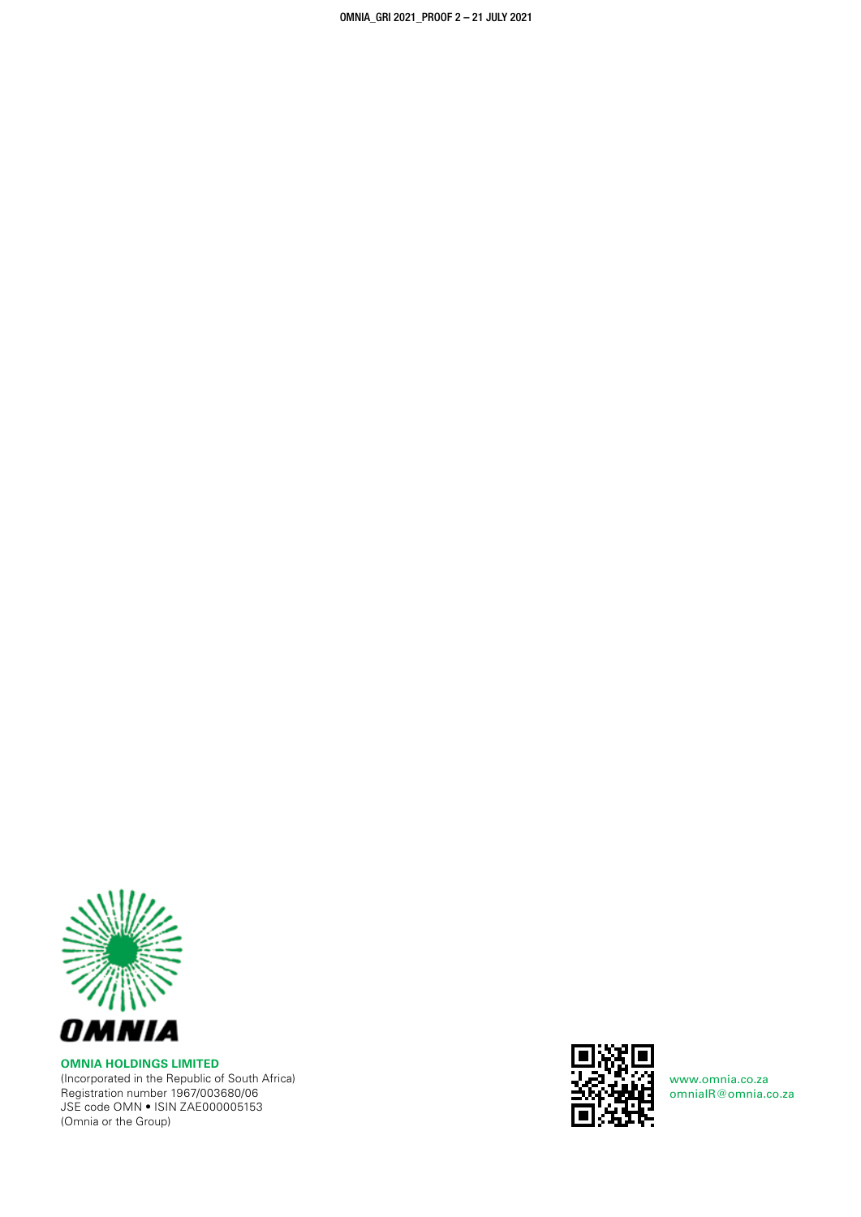**OMNIA HOLDINGS LIMITED**
(Incorporated in the Republic of South Africa)
Registration number 1967/003680/06
JSE code OMN • ISIN ZAE000005153
(Omnia or the Group)

www.omnia.co.za
omniaIR@omnia.co.za